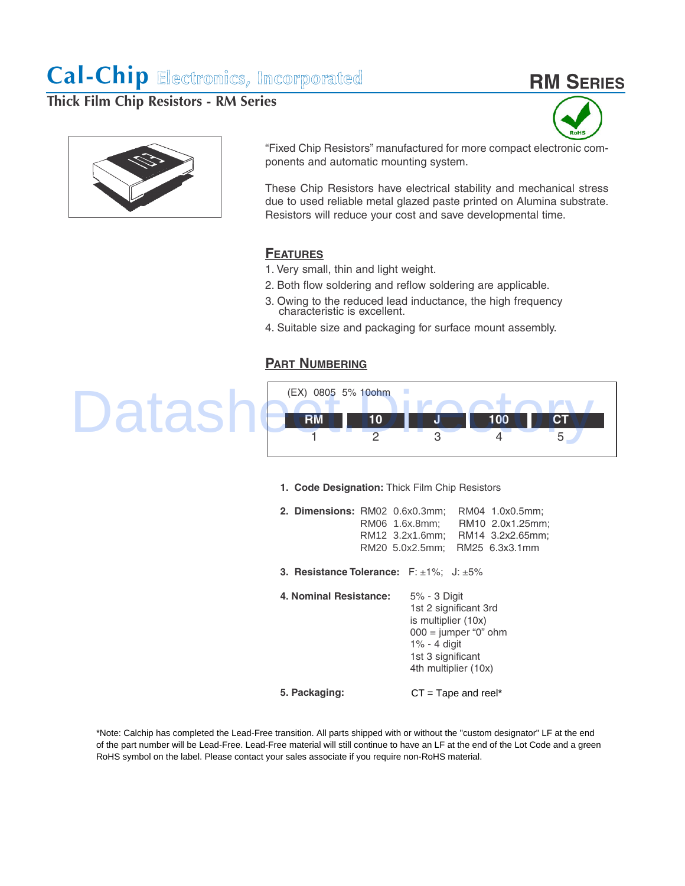# Cal-Chip Electronics, Incorporated

## RM Series

### Thick Film Chip Resistors - RM Series

"Fixed Chip Resistors" manufactured for more compact electronic components and automatic mounting system.

These Chip Resistors have electrical stability and mechanical stress due to used reliable metal glazed paste printed on Alumina substrate. Resistors will reduce your cost and save developmental time.

### Features

1. Very small, thin and light weight.
2. Both flow soldering and reflow soldering are applicable.
3. Owing to the reduced lead inductance, the high frequency characteristic is excellent.
4. Suitable size and packaging for surface mount assembly.

### Part Numbering

(EX) 0805 5% 10ohm

| RM | 10 | J | 100 | CT |
|---|---|---|---|---|
| 1 | 2 | 3 | 4 | 5 |

1. **Code Designation:** Thick Film Chip Resistors

2. **Dimensions:** RM02 0.6x0.3mm; RM04 1.0x0.5mm; RM06 1.6x.8mm; RM10 2.0x1.25mm; RM12 3.2x1.6mm; RM14 3.2x2.65mm; RM20 5.0x2.5mm; RM25 6.3x3.1mm

3. **Resistance Tolerance:** F: ±1%; J: ±5%

4. **Nominal Resistance:** 5% - 3 Digit 1st 2 significant 3rd is multiplier (10x) 000 = jumper "0" ohm 1% - 4 digit 1st 3 significant 4th multiplier (10x)

5. **Packaging:** CT = Tape and reel*

*Note: Calchip has completed the Lead-Free transition. All parts shipped with or without the "custom designator" LF at the end of the part number will be Lead-Free. Lead-Free material will still continue to have an LF at the end of the Lot Code and a green RoHS symbol on the label. Please contact your sales associate if you require non-RoHS material.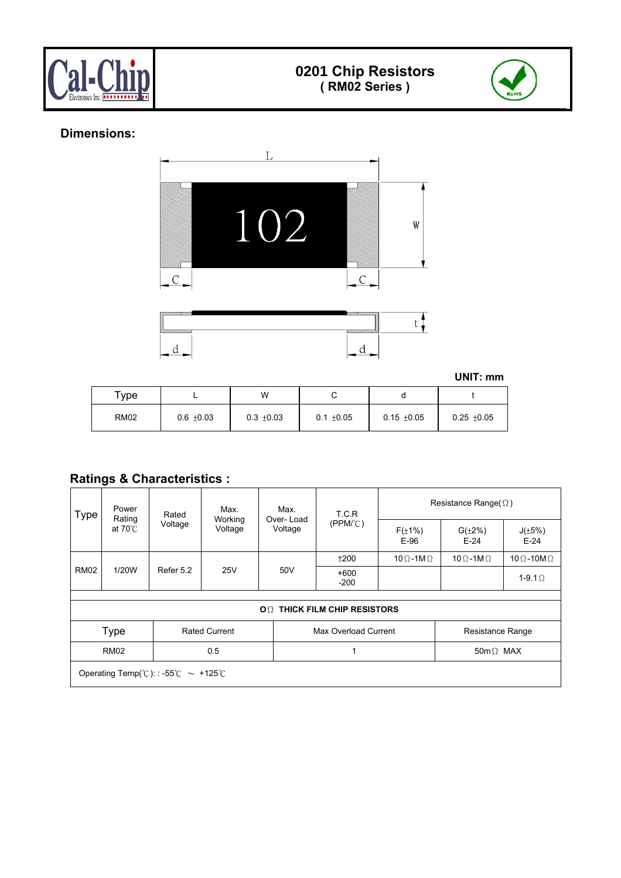# 0201 Chip Resistors
## ( RM02 Series )

## Dimensions:

**UNIT: mm**

| Type | L | W | C | d | t |
|---|---|---|---|---|---|
| RM02 | 0.6 ±0.03 | 0.3 ±0.03 | 0.1 ±0.05 | 0.15 ±0.05 | 0.25 ±0.05 |

## Ratings & Characteristics :

| Type | Power Rating at 70℃ | Rated Voltage | Max. Working Voltage | Max. Over- Load Voltage | T.C.R (PPM/℃) | Resistance Range(Ω) | | |
|---|---|---|---|---|---|---|---|---|
| | | | | | | F(±1%) E-96 | G(±2%) E-24 | J(±5%) E-24 |
| RM02 | 1/20W | Refer 5.2 | 25V | 50V | ±200 | 10Ω-1MΩ | 10Ω-1MΩ | 10Ω-10MΩ |
| | | | | | +600 -200 | | | 1-9.1Ω |

**OΩ THICK FILM CHIP RESISTORS**

| Type | Rated Current | Max Overload Current | Resistance Range |
|---|---|---|---|
| RM02 | 0.5 | 1 | 50mΩ MAX |

Operating Temp(℃): : -55℃ ～ +125℃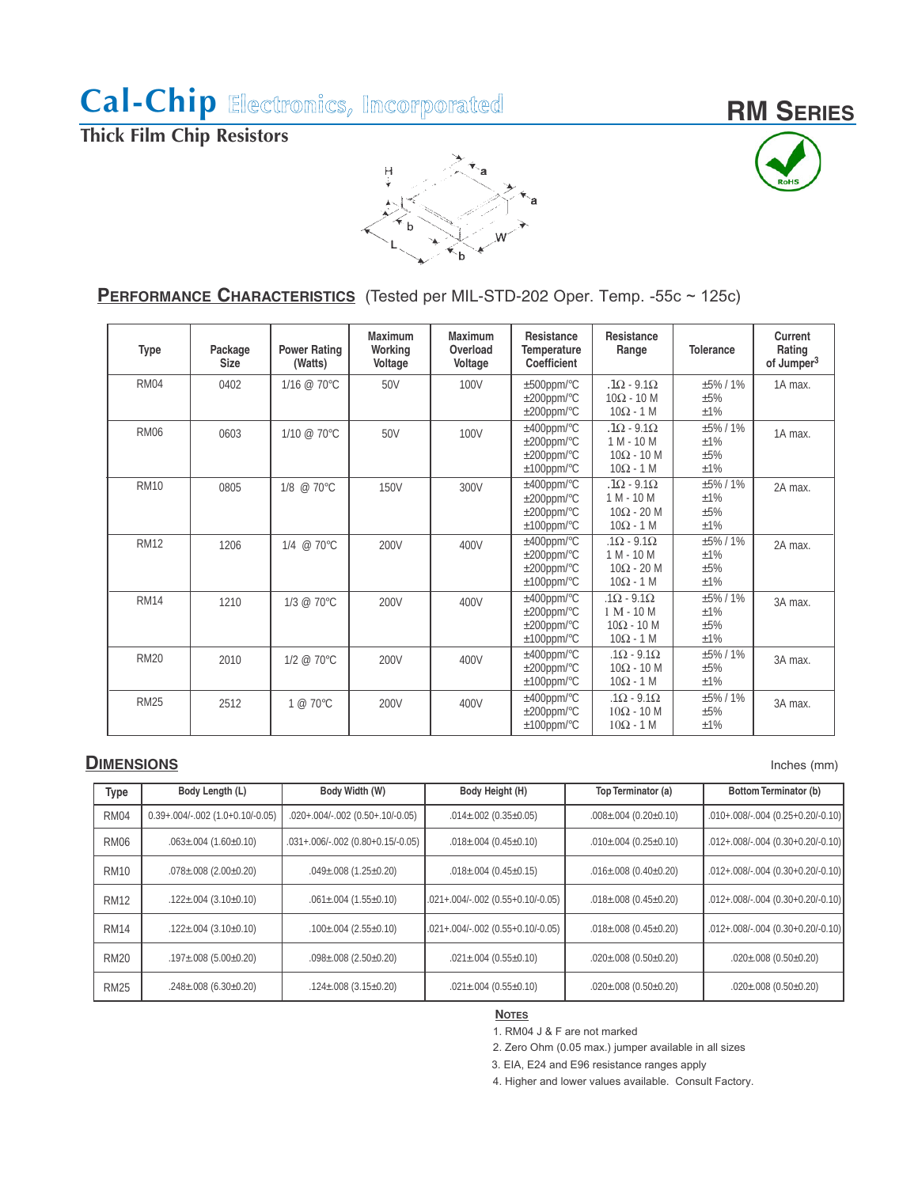# Cal-Chip Electronics, Incorporated

## RM SERIES

### Thick Film Chip Resistors

## PERFORMANCE CHARACTERISTICS (Tested per MIL-STD-202 Oper. Temp. -55c ~ 125c)

| Type | Package Size | Power Rating (Watts) | Maximum Working Voltage | Maximum Overload Voltage | Resistance Temperature Coefficient | Resistance Range | Tolerance | Current Rating of Jumper[3] |
|---|---|---|---|---|---|---|---|---|
| RM04 | 0402 | 1/16 @ 70°C | 50V | 100V | ±500ppm/°C<br>±200ppm/°C<br>±200ppm/°C | .1Ω - 9.1Ω<br>10Ω - 10 M<br>10Ω - 1 M | ±5% / 1%<br>±5%<br>±1% | 1A max. |
| RM06 | 0603 | 1/10 @ 70°C | 50V | 100V | ±400ppm/°C<br>±200ppm/°C<br>±200ppm/°C<br>±100ppm/°C | .1Ω - 9.1Ω<br>1 M - 10 M<br>10Ω - 10 M<br>10Ω - 1 M | ±5% / 1%<br>±1%<br>±5%<br>±1% | 1A max. |
| RM10 | 0805 | 1/8 @ 70°C | 150V | 300V | ±400ppm/°C<br>±200ppm/°C<br>±200ppm/°C<br>±100ppm/°C | .1Ω - 9.1Ω<br>1 M - 10 M<br>10Ω - 20 M<br>10Ω - 1 M | ±5% / 1%<br>±1%<br>±5%<br>±1% | 2A max. |
| RM12 | 1206 | 1/4 @ 70°C | 200V | 400V | ±400ppm/°C<br>±200ppm/°C<br>±200ppm/°C<br>±100ppm/°C | .1Ω - 9.1Ω<br>1 M - 10 M<br>10Ω - 20 M<br>10Ω - 1 M | ±5% / 1%<br>±1%<br>±5%<br>±1% | 2A max. |
| RM14 | 1210 | 1/3 @ 70°C | 200V | 400V | ±400ppm/°C<br>±200ppm/°C<br>±200ppm/°C<br>±100ppm/°C | .1Ω - 9.1Ω<br>1 M - 10 M<br>10Ω - 10 M<br>10Ω - 1 M | ±5% / 1%<br>±1%<br>±5%<br>±1% | 3A max. |
| RM20 | 2010 | 1/2 @ 70°C | 200V | 400V | ±400ppm/°C<br>±200ppm/°C<br>±100ppm/°C | .1Ω - 9.1Ω<br>10Ω - 10 M<br>10Ω - 1 M | ±5% / 1%<br>±5%<br>±1% | 3A max. |
| RM25 | 2512 | 1 @ 70°C | 200V | 400V | ±400ppm/°C<br>±200ppm/°C<br>±100ppm/°C | .1Ω - 9.1Ω<br>10Ω - 10 M<br>10Ω - 1 M | ±5% / 1%<br>±5%<br>±1% | 3A max. |

## DIMENSIONS

Inches (mm)

| Type | Body Length (L) | Body Width (W) | Body Height (H) | Top Terminator (a) | Bottom Terminator (b) |
|---|---|---|---|---|---|
| RM04 | 0.39+.004/-.002 (1.0+0.10/-0.05) | .020+.004/-.002 (0.50+.10/-0.05) | .014±.002 (0.35±0.05) | .008±.004 (0.20±0.10) | .010+.008/-.004 (0.25+0.20/-0.10) |
| RM06 | .063±.004 (1.60±0.10) | .031+.006/-.002 (0.80+0.15/-0.05) | .018±.004 (0.45±0.10) | .010±.004 (0.25±0.10) | .012+.008/-.004 (0.30+0.20/-0.10) |
| RM10 | .078±.008 (2.00±0.20) | .049±.008 (1.25±0.20) | .018±.004 (0.45±0.15) | .016±.008 (0.40±0.20) | .012+.008/-.004 (0.30+0.20/-0.10) |
| RM12 | .122±.004 (3.10±0.10) | .061±.004 (1.55±0.10) | .021+.004/-.002 (0.55+0.10/-0.05) | .018±.008 (0.45±0.20) | .012+.008/-.004 (0.30+0.20/-0.10) |
| RM14 | .122±.004 (3.10±0.10) | .100±.004 (2.55±0.10) | .021+.004/-.002 (0.55+0.10/-0.05) | .018±.008 (0.45±0.20) | .012+.008/-.004 (0.30+0.20/-0.10) |
| RM20 | .197±.008 (5.00±0.20) | .098±.008 (2.50±0.20) | .021±.004 (0.55±0.10) | .020±.008 (0.50±0.20) | .020±.008 (0.50±0.20) |
| RM25 | .248±.008 (6.30±0.20) | .124±.008 (3.15±0.20) | .021±.004 (0.55±0.10) | .020±.008 (0.50±0.20) | .020±.008 (0.50±0.20) |

### NOTES

1. RM04 J & F are not marked
2. Zero Ohm (0.05 max.) jumper available in all sizes
3. EIA, E24 and E96 resistance ranges apply
4. Higher and lower values available. Consult Factory.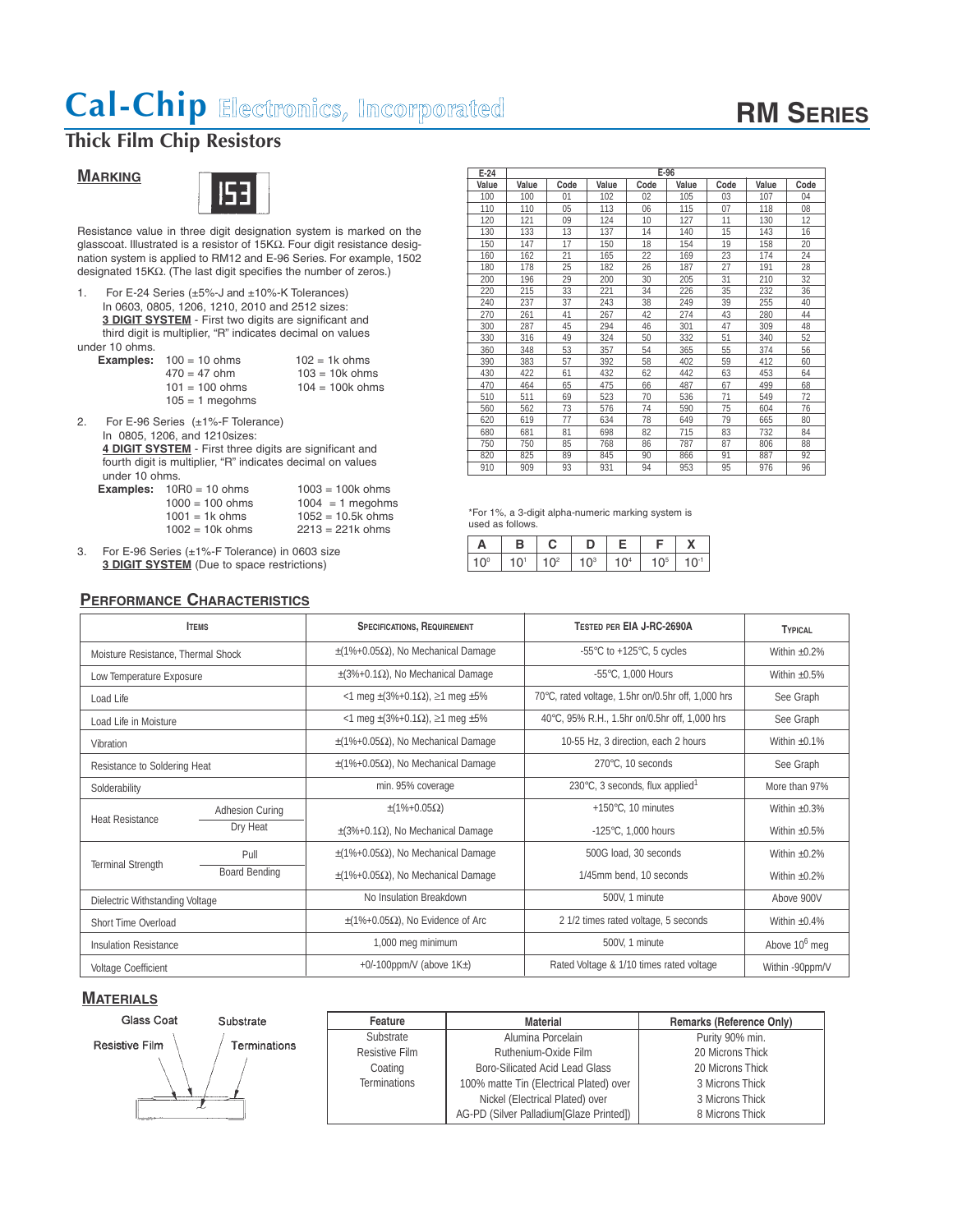# Cal-Chip Electronics, Incorporated

# RM SERIES

## Thick Film Chip Resistors

### MARKING

153

Resistance value in three digit designation system is marked on the glasscoat. Illustrated is a resistor of 15KΩ. Four digit resistance designation system is applied to RM12 and E-96 Series. For example, 1502 designated 15KΩ. (The last digit specifies the number of zeros.)

1. For E-24 Series (±5%-J and ±10%-K Tolerances) In 0603, 0805, 1206, 1210, 2010 and 2512 sizes:
   **3 DIGIT SYSTEM** - First two digits are significant and third digit is multiplier, "R" indicates decimal on values under 10 ohms.

   **Examples:**
   100 = 10 ohms
   470 = 47 ohm
   101 = 100 ohms
   105 = 1 megohms
   102 = 1k ohms
   103 = 10k ohms
   104 = 100k ohms

2. For E-96 Series (±1%-F Tolerance) In 0805, 1206, and 1210sizes:
   **4 DIGIT SYSTEM** - First three digits are significant and fourth digit is multiplier, "R" indicates decimal on values under 10 ohms.

   **Examples:**
   10R0 = 10 ohms
   1000 = 100 ohms
   1001 = 1k ohms
   1002 = 10k ohms
   1003 = 100k ohms
   1004 = 1 megohms
   1052 = 10.5k ohms
   2213 = 221k ohms

3. For E-96 Series (±1%-F Tolerance) in 0603 size **3 DIGIT SYSTEM** (Due to space restrictions)

| E-24 | E-96 | | | | | | | |
|---|---|---|---|---|---|---|---|---|
| Value | Value | Code | Value | Code | Value | Code | Value | Code |
| 100 | 100 | 01 | 102 | 02 | 105 | 03 | 107 | 04 |
| 110 | 110 | 05 | 113 | 06 | 115 | 07 | 118 | 08 |
| 120 | 121 | 09 | 124 | 10 | 127 | 11 | 130 | 12 |
| 130 | 133 | 13 | 137 | 14 | 140 | 15 | 143 | 16 |
| 150 | 147 | 17 | 150 | 18 | 154 | 19 | 158 | 20 |
| 160 | 162 | 21 | 165 | 22 | 169 | 23 | 174 | 24 |
| 180 | 178 | 25 | 182 | 26 | 187 | 27 | 191 | 28 |
| 200 | 196 | 29 | 200 | 30 | 205 | 31 | 210 | 32 |
| 220 | 215 | 33 | 221 | 34 | 226 | 35 | 232 | 36 |
| 240 | 237 | 37 | 243 | 38 | 249 | 39 | 255 | 40 |
| 270 | 261 | 41 | 267 | 42 | 274 | 43 | 280 | 44 |
| 300 | 287 | 45 | 294 | 46 | 301 | 47 | 309 | 48 |
| 330 | 316 | 49 | 324 | 50 | 332 | 51 | 340 | 52 |
| 360 | 348 | 53 | 357 | 54 | 365 | 55 | 374 | 56 |
| 390 | 383 | 57 | 392 | 58 | 402 | 59 | 412 | 60 |
| 430 | 422 | 61 | 432 | 62 | 442 | 63 | 453 | 64 |
| 470 | 464 | 65 | 475 | 66 | 487 | 67 | 499 | 68 |
| 510 | 511 | 69 | 523 | 70 | 536 | 71 | 549 | 72 |
| 560 | 562 | 73 | 576 | 74 | 590 | 75 | 604 | 76 |
| 620 | 619 | 77 | 634 | 78 | 649 | 79 | 665 | 80 |
| 680 | 681 | 81 | 698 | 82 | 715 | 83 | 732 | 84 |
| 750 | 750 | 85 | 768 | 86 | 787 | 87 | 806 | 88 |
| 820 | 825 | 89 | 845 | 90 | 866 | 91 | 887 | 92 |
| 910 | 909 | 93 | 931 | 94 | 953 | 95 | 976 | 96 |

*For 1%, a 3-digit alpha-numeric marking system is used as follows.

| A | B | C | D | E | F | X |
|---|---|---|---|---|---|---|
| $10^0$ | $10^1$ | $10^2$ | $10^3$ | $10^4$ | $10^5$ | $10^{-1}$ |

### PERFORMANCE CHARACTERISTICS

| ITEMS | | SPECIFICATIONS, REQUIREMENT | TESTED PER EIA J-RC-2690A | TYPICAL |
|---|---|---|---|---|
| Moisture Resistance, Thermal Shock | | ±(1%+0.05Ω), No Mechanical Damage | -55°C to +125°C, 5 cycles | Within ±0.2% |
| Low Temperature Exposure | | ±(3%+0.1Ω), No Mechanical Damage | -55°C, 1,000 Hours | Within ±0.5% |
| Load Life | | <1 meg ±(3%+0.1Ω), ≥1 meg ±5% | 70°C, rated voltage, 1.5hr on/0.5hr off, 1,000 hrs | See Graph |
| Load Life in Moisture | | <1 meg ±(3%+0.1Ω), ≥1 meg ±5% | 40°C, 95% R.H., 1.5hr on/0.5hr off, 1,000 hrs | See Graph |
| Vibration | | ±(1%+0.05Ω), No Mechanical Damage | 10-55 Hz, 3 direction, each 2 hours | Within ±0.1% |
| Resistance to Soldering Heat | | ±(1%+0.05Ω), No Mechanical Damage | 270°C, 10 seconds | See Graph |
| Solderability | | min. 95% coverage | 230°C, 3 seconds, flux applied[1] | More than 97% |
| Heat Resistance | Adhesion Curing | ±(1%+0.05Ω) | +150°C, 10 minutes | Within ±0.3% |
| | Dry Heat | ±(3%+0.1Ω), No Mechanical Damage | -125°C, 1,000 hours | Within ±0.5% |
| Terminal Strength | Pull | ±(1%+0.05Ω), No Mechanical Damage | 500G load, 30 seconds | Within ±0.2% |
| | Board Bending | ±(1%+0.05Ω), No Mechanical Damage | 1/45mm bend, 10 seconds | Within ±0.2% |
| Dielectric Withstanding Voltage | | No Insulation Breakdown | 500V, 1 minute | Above 900V |
| Short Time Overload | | ±(1%+0.05Ω), No Evidence of Arc | 2 1/2 times rated voltage, 5 seconds | Within ±0.4% |
| Insulation Resistance | | 1,000 meg minimum | 500V, 1 minute | Above $10^6$ meg |
| Voltage Coefficient | | +0/-100ppm/V (above 1K±) | Rated Voltage & 1/10 times rated voltage | Within -90ppm/V |

### MATERIALS

Glass Coat — Substrate — Resistive Film — Terminations

| Feature | Material | Remarks (Reference Only) |
|---|---|---|
| Substrate | Alumina Porcelain | Purity 90% min. |
| Resistive Film | Ruthenium-Oxide Film | 20 Microns Thick |
| Coating | Boro-Silicated Acid Lead Glass | 20 Microns Thick |
| Terminations | 100% matte Tin (Electrical Plated) over | 3 Microns Thick |
| | Nickel (Electrical Plated) over | 3 Microns Thick |
| | AG-PD (Silver Palladium[Glaze Printed]) | 8 Microns Thick |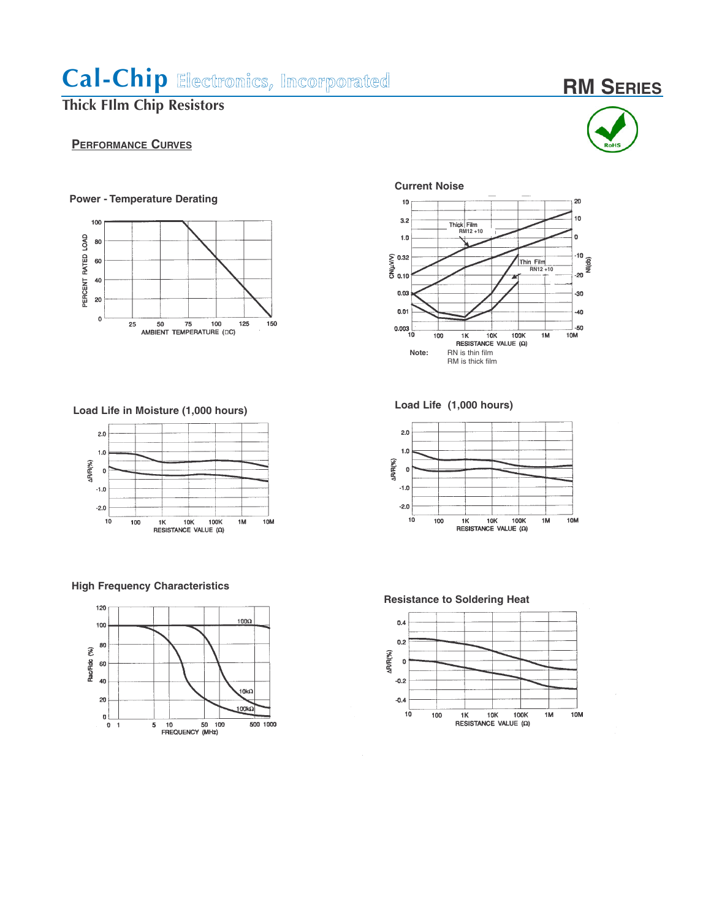# Cal-Chip Electronics, Incorporated

## Thick FIlm Chip Resistors

# RM Series

RoHS

### Performance Curves

**Power - Temperature Derating**

100
80
60
40
20
0
PERCENT RATED LOAD
25 50 75 100 125 150
AMBIENT TEMPERATURE (□C)

**Current Noise**

10
3.2
1.0
0.32
0.10
0.03
0.01
0.003
CN(µV/V)
20
10
0
-10
-20
-30
-40
-50
NI(db)
Thick Film
RM12 +10
Thin Film
RN12 +10
10 100 1K 10K 100K 1M 10M
RESISTANCE VALUE (Ω)

Note: RN is thin film
RM is thick film

**Load Life in Moisture (1,000 hours)**

2.0
1.0
0
-1.0
-2.0
ΔR/R(%)
10 100 1K 10K 100K 1M 10M
RESISTANCE VALUE (Ω)

**Load Life (1,000 hours)**

2.0
1.0
0
-1.0
-2.0
ΔR/R(%)
10 100 1K 10K 100K 1M 10M
RESISTANCE VALUE (Ω)

**High Frequency Characteristics**

120
100
80
60
40
20
0
Rac/Rdc (%)
100Ω
10kΩ
100kΩ
0 1 5 10 50 100 500 1000
FREQUENCY (MHz)

**Resistance to Soldering Heat**

0.4
0.2
0
-0.2
-0.4
ΔR/R(%)
10 100 1K 10K 100K 1M 10M
RESISTANCE VALUE (Ω)